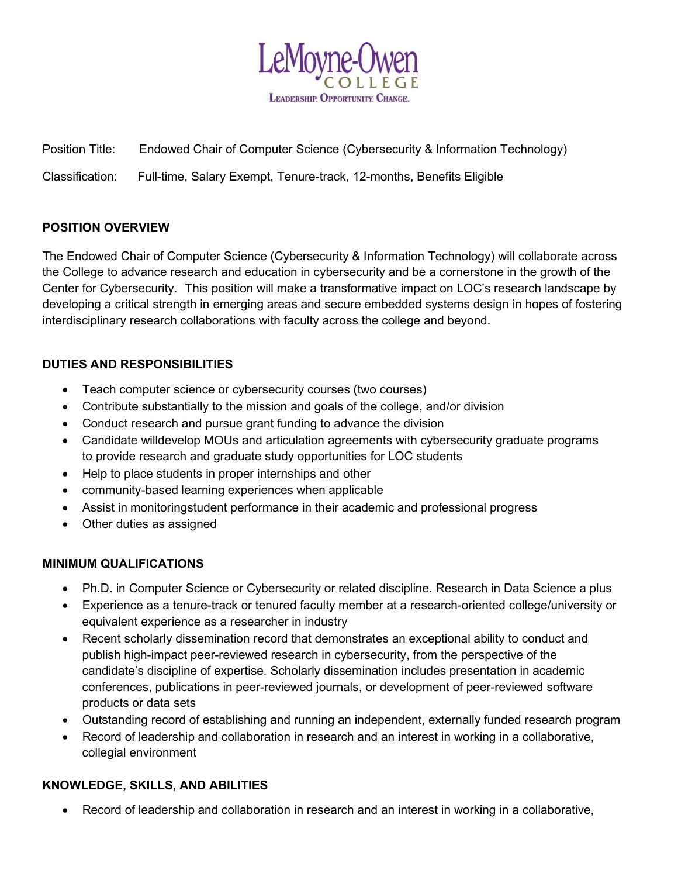LeMoyne-Owen
COLLEGE
LEADERSHIP. OPPORTUNITY. CHANGE.

Position Title: Endowed Chair of Computer Science (Cybersecurity & Information Technology)

Classification: Full-time, Salary Exempt, Tenure-track, 12-months, Benefits Eligible

## POSITION OVERVIEW

The Endowed Chair of Computer Science (Cybersecurity & Information Technology) will collaborate across the College to advance research and education in cybersecurity and be a cornerstone in the growth of the Center for Cybersecurity. This position will make a transformative impact on LOC's research landscape by developing a critical strength in emerging areas and secure embedded systems design in hopes of fostering interdisciplinary research collaborations with faculty across the college and beyond.

## DUTIES AND RESPONSIBILITIES

- Teach computer science or cybersecurity courses (two courses)
- Contribute substantially to the mission and goals of the college, and/or division
- Conduct research and pursue grant funding to advance the division
- Candidate willdevelop MOUs and articulation agreements with cybersecurity graduate programs to provide research and graduate study opportunities for LOC students
- Help to place students in proper internships and other
- community-based learning experiences when applicable
- Assist in monitoringstudent performance in their academic and professional progress
- Other duties as assigned

## MINIMUM QUALIFICATIONS

- Ph.D. in Computer Science or Cybersecurity or related discipline. Research in Data Science a plus
- Experience as a tenure-track or tenured faculty member at a research-oriented college/university or equivalent experience as a researcher in industry
- Recent scholarly dissemination record that demonstrates an exceptional ability to conduct and publish high-impact peer-reviewed research in cybersecurity, from the perspective of the candidate's discipline of expertise. Scholarly dissemination includes presentation in academic conferences, publications in peer-reviewed journals, or development of peer-reviewed software products or data sets
- Outstanding record of establishing and running an independent, externally funded research program
- Record of leadership and collaboration in research and an interest in working in a collaborative, collegial environment

## KNOWLEDGE, SKILLS, AND ABILITIES

- Record of leadership and collaboration in research and an interest in working in a collaborative,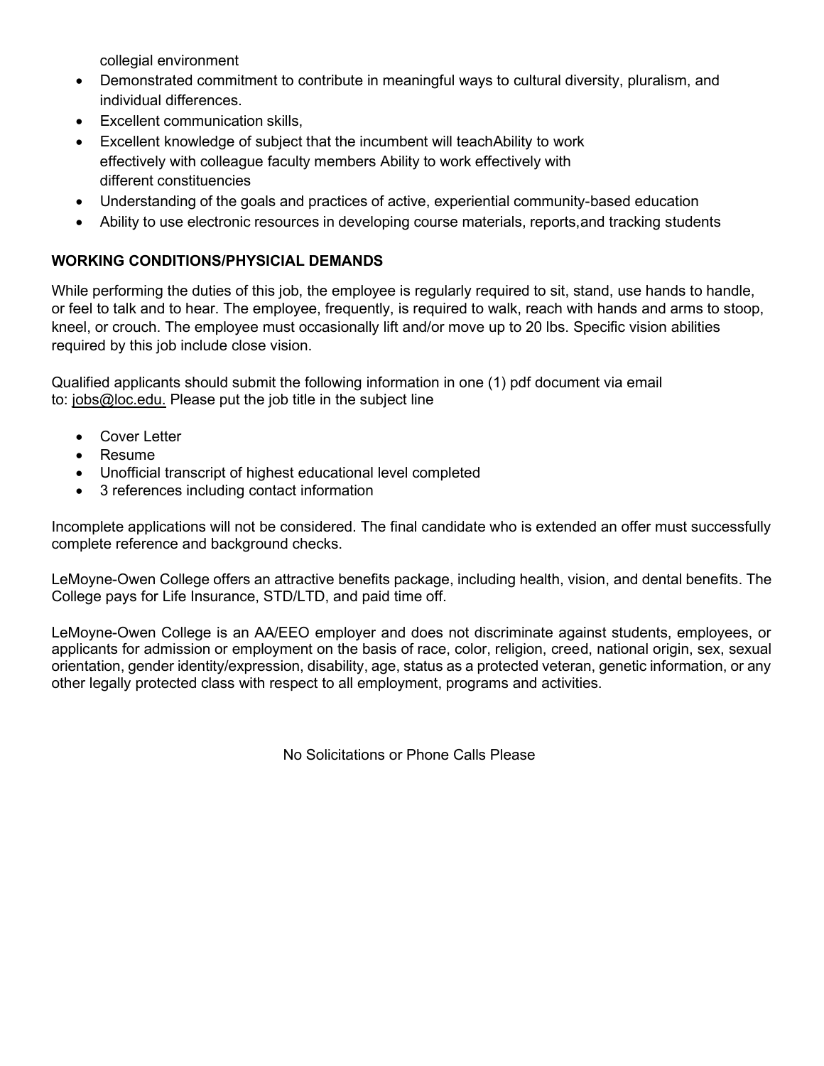collegial environment

- Demonstrated commitment to contribute in meaningful ways to cultural diversity, pluralism, and individual differences.
- Excellent communication skills,
- Excellent knowledge of subject that the incumbent will teachAbility to work effectively with colleague faculty members Ability to work effectively with different constituencies
- Understanding of the goals and practices of active, experiential community-based education
- Ability to use electronic resources in developing course materials, reports,and tracking students

**WORKING CONDITIONS/PHYSICIAL DEMANDS**

While performing the duties of this job, the employee is regularly required to sit, stand, use hands to handle, or feel to talk and to hear. The employee, frequently, is required to walk, reach with hands and arms to stoop, kneel, or crouch. The employee must occasionally lift and/or move up to 20 lbs. Specific vision abilities required by this job include close vision.

Qualified applicants should submit the following information in one (1) pdf document via email to: jobs@loc.edu. Please put the job title in the subject line

- Cover Letter
- Resume
- Unofficial transcript of highest educational level completed
- 3 references including contact information

Incomplete applications will not be considered. The final candidate who is extended an offer must successfully complete reference and background checks.

LeMoyne-Owen College offers an attractive benefits package, including health, vision, and dental benefits. The College pays for Life Insurance, STD/LTD, and paid time off.

LeMoyne-Owen College is an AA/EEO employer and does not discriminate against students, employees, or applicants for admission or employment on the basis of race, color, religion, creed, national origin, sex, sexual orientation, gender identity/expression, disability, age, status as a protected veteran, genetic information, or any other legally protected class with respect to all employment, programs and activities.

No Solicitations or Phone Calls Please